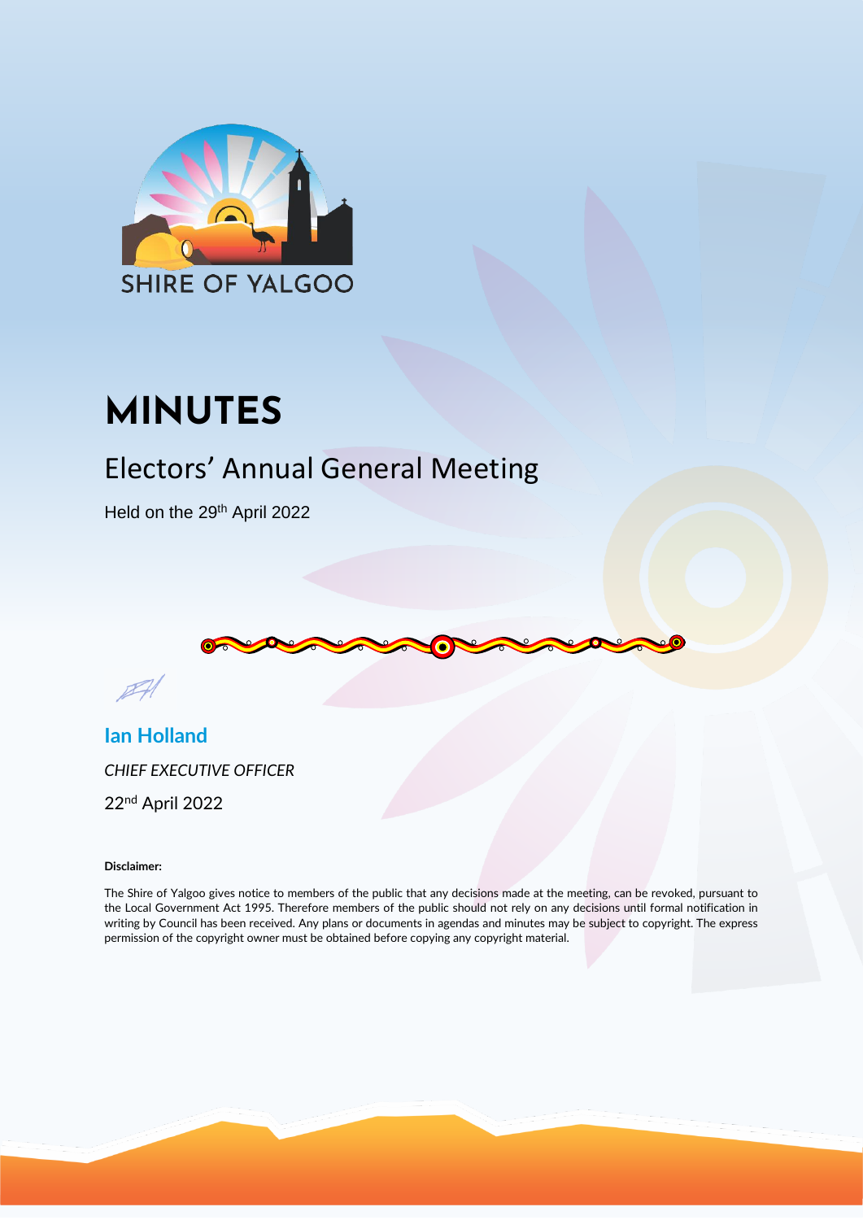SHIRE OF YALGOO

# MINUTES

## Electors' Annual General Meeting

Held on the 29th April 2022

**Ian Holland**

*CHIEF EXECUTIVE OFFICER*

22nd April 2022

**Disclaimer:**

The Shire of Yalgoo gives notice to members of the public that any decisions made at the meeting, can be revoked, pursuant to the Local Government Act 1995. Therefore members of the public should not rely on any decisions until formal notification in writing by Council has been received. Any plans or documents in agendas and minutes may be subject to copyright. The express permission of the copyright owner must be obtained before copying any copyright material.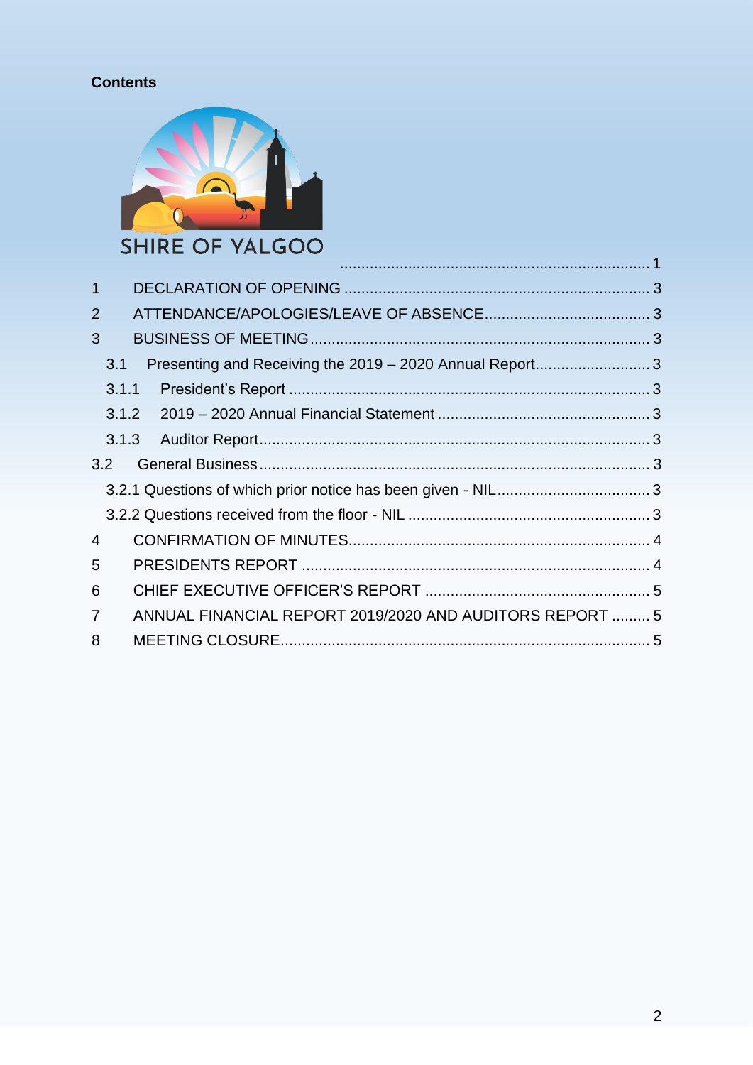**Contents**

SHIRE OF YALGOO ........................................................................ 1

1 DECLARATION OF OPENING ........................................................................ 3

2 ATTENDANCE/APOLOGIES/LEAVE OF ABSENCE ........................................ 3

3 BUSINESS OF MEETING ........................................................................ 3

3.1 Presenting and Receiving the 2019 – 2020 Annual Report ........................... 3

3.1.1 President's Report ........................................................................ 3

3.1.2 2019 – 2020 Annual Financial Statement .................................................. 3

3.1.3 Auditor Report ........................................................................ 3

3.2 General Business ........................................................................ 3

3.2.1 Questions of which prior notice has been given - NIL ................................... 3

3.2.2 Questions received from the floor - NIL ........................................................ 3

4 CONFIRMATION OF MINUTES ........................................................................ 4

5 PRESIDENTS REPORT ........................................................................ 4

6 CHIEF EXECUTIVE OFFICER'S REPORT ..................................................... 5

7 ANNUAL FINANCIAL REPORT 2019/2020 AND AUDITORS REPORT ......... 5

8 MEETING CLOSURE ........................................................................ 5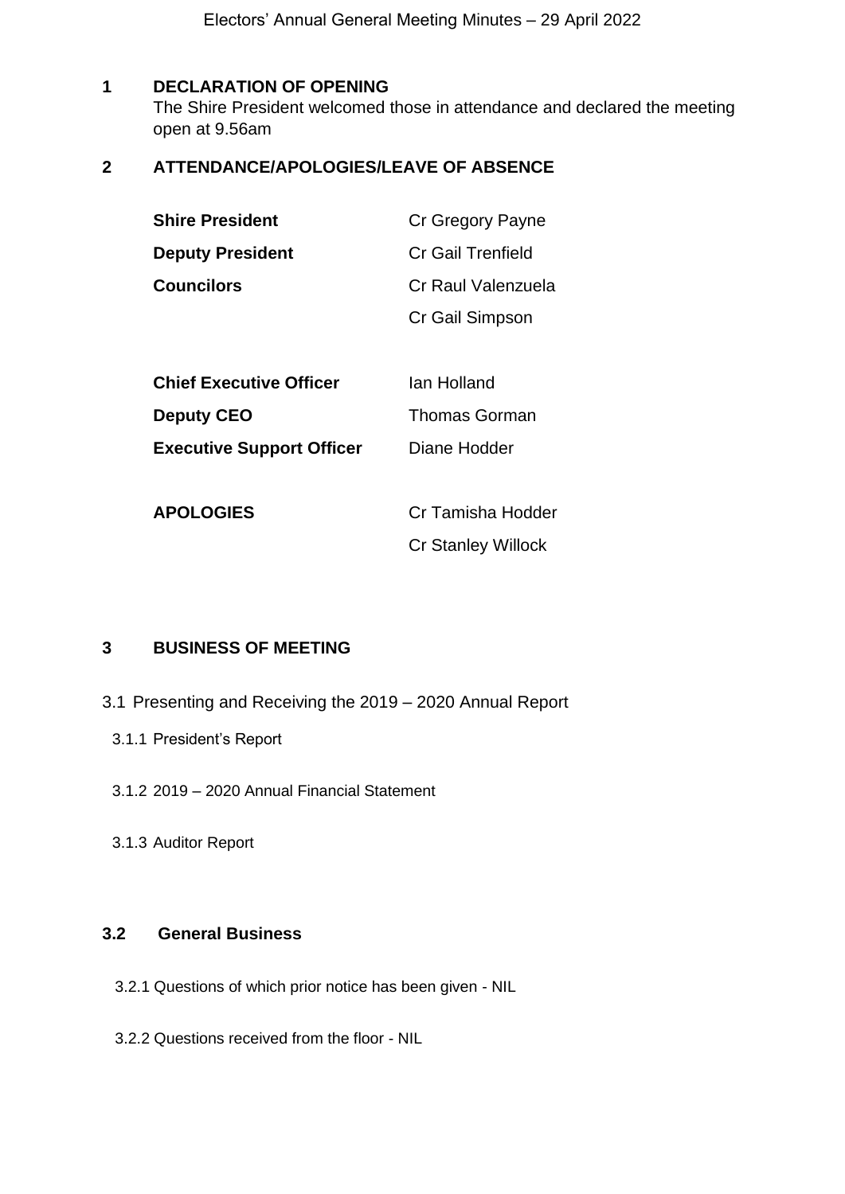## 1 DECLARATION OF OPENING

The Shire President welcomed those in attendance and declared the meeting open at 9.56am

## 2 ATTENDANCE/APOLOGIES/LEAVE OF ABSENCE

| | |
|---|---|
| **Shire President** | Cr Gregory Payne |
| **Deputy President** | Cr Gail Trenfield |
| **Councilors** | Cr Raul Valenzuela |
| | Cr Gail Simpson |
| **Chief Executive Officer** | Ian Holland |
| **Deputy CEO** | Thomas Gorman |
| **Executive Support Officer** | Diane Hodder |
| **APOLOGIES** | Cr Tamisha Hodder |
| | Cr Stanley Willock |

## 3 BUSINESS OF MEETING

3.1 Presenting and Receiving the 2019 – 2020 Annual Report

3.1.1 President's Report

3.1.2 2019 – 2020 Annual Financial Statement

3.1.3 Auditor Report

### 3.2 General Business

3.2.1 Questions of which prior notice has been given - NIL

3.2.2 Questions received from the floor - NIL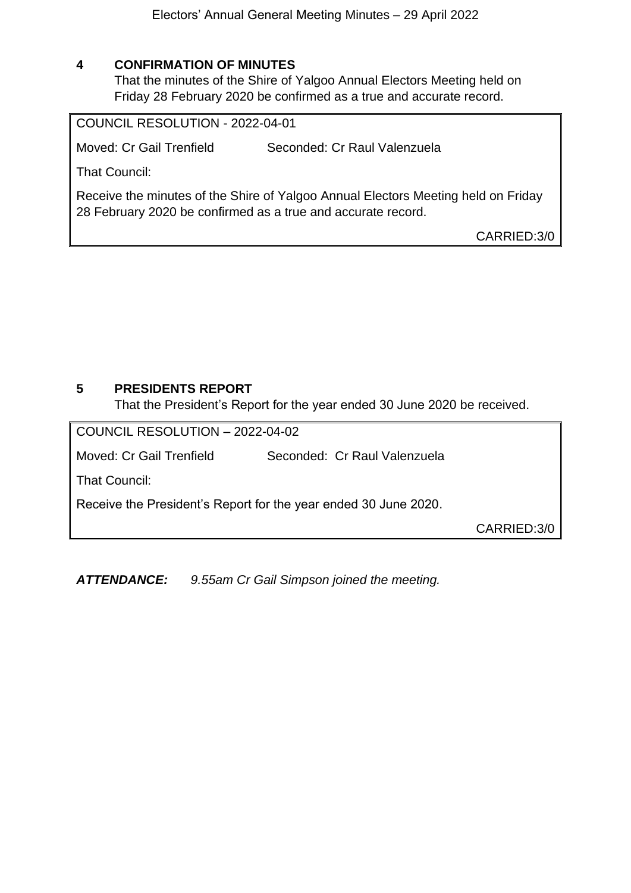## 4 CONFIRMATION OF MINUTES

That the minutes of the Shire of Yalgoo Annual Electors Meeting held on Friday 28 February 2020 be confirmed as a true and accurate record.

COUNCIL RESOLUTION - 2022-04-01

Moved: Cr Gail Trenfield Seconded: Cr Raul Valenzuela

That Council:

Receive the minutes of the Shire of Yalgoo Annual Electors Meeting held on Friday 28 February 2020 be confirmed as a true and accurate record.

CARRIED:3/0

## 5 PRESIDENTS REPORT

That the President's Report for the year ended 30 June 2020 be received.

COUNCIL RESOLUTION – 2022-04-02

Moved: Cr Gail Trenfield Seconded: Cr Raul Valenzuela

That Council:

Receive the President's Report for the year ended 30 June 2020.

CARRIED:3/0

***ATTENDANCE:*** *9.55am Cr Gail Simpson joined the meeting.*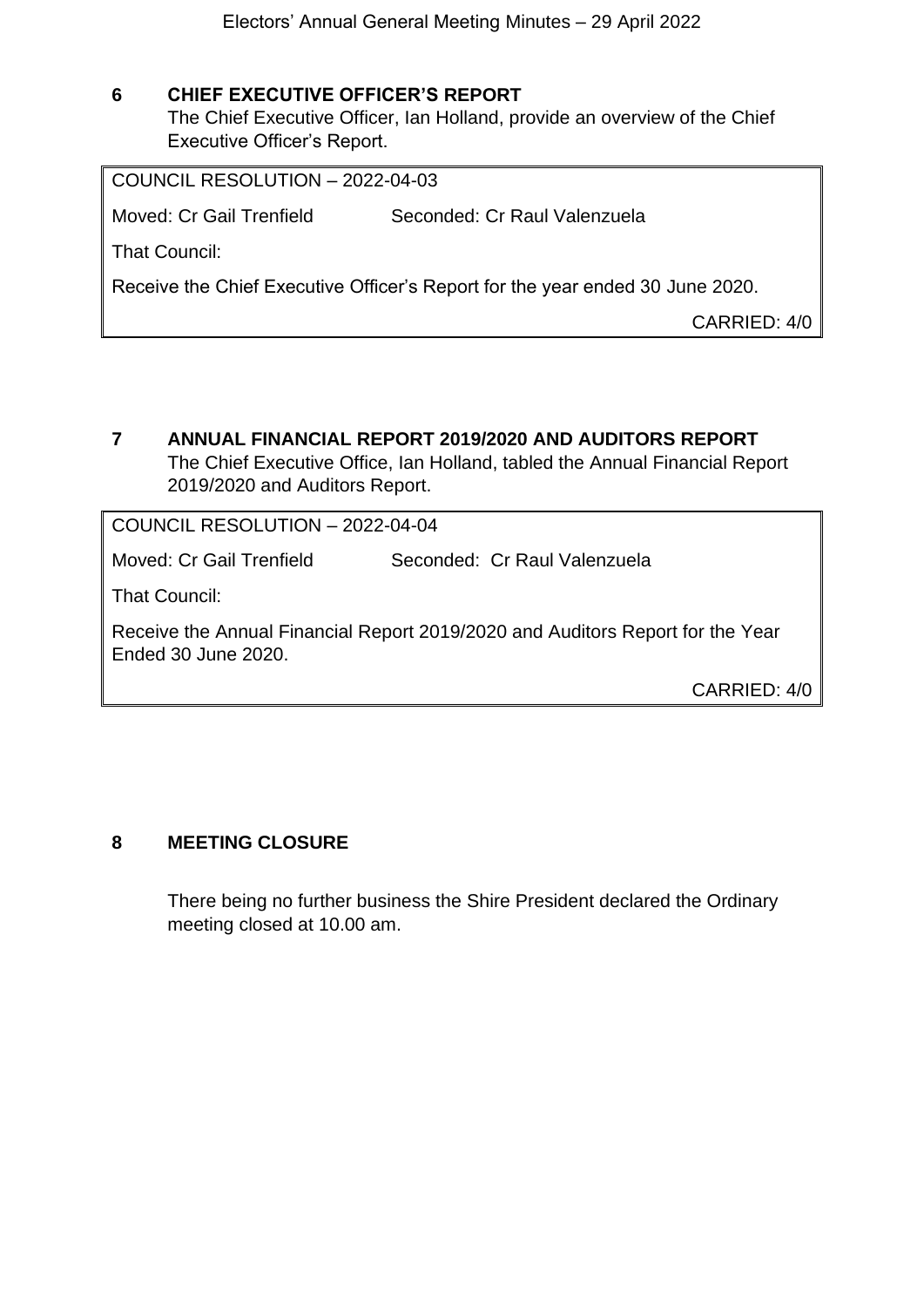## 6 CHIEF EXECUTIVE OFFICER'S REPORT

The Chief Executive Officer, Ian Holland, provide an overview of the Chief Executive Officer's Report.

> COUNCIL RESOLUTION – 2022-04-03
>
> Moved: Cr Gail Trenfield Seconded: Cr Raul Valenzuela
>
> That Council:
>
> Receive the Chief Executive Officer's Report for the year ended 30 June 2020.
>
> CARRIED: 4/0

## 7 ANNUAL FINANCIAL REPORT 2019/2020 AND AUDITORS REPORT

The Chief Executive Office, Ian Holland, tabled the Annual Financial Report 2019/2020 and Auditors Report.

> COUNCIL RESOLUTION – 2022-04-04
>
> Moved: Cr Gail Trenfield Seconded: Cr Raul Valenzuela
>
> That Council:
>
> Receive the Annual Financial Report 2019/2020 and Auditors Report for the Year Ended 30 June 2020.
>
> CARRIED: 4/0

## 8 MEETING CLOSURE

There being no further business the Shire President declared the Ordinary meeting closed at 10.00 am.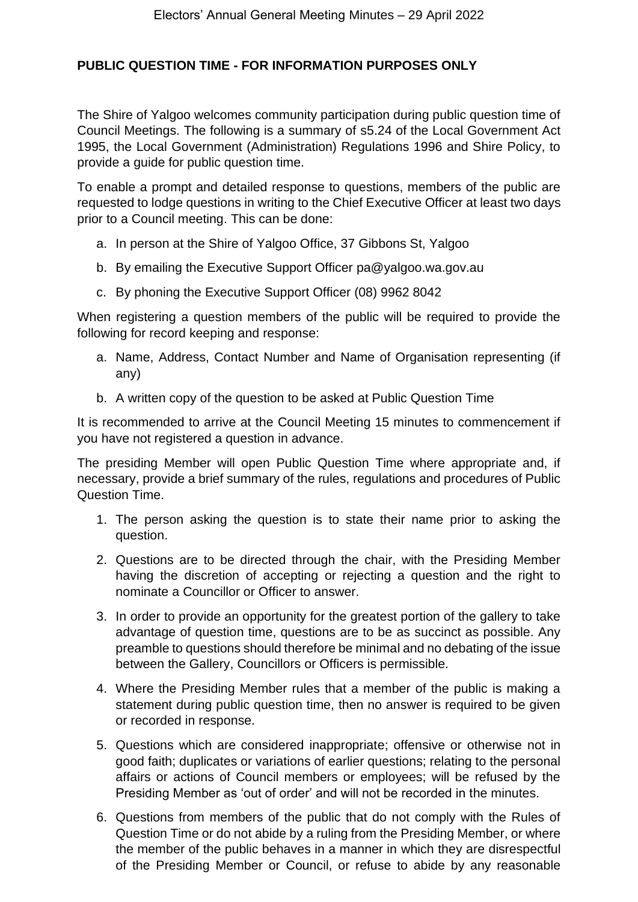## PUBLIC QUESTION TIME - FOR INFORMATION PURPOSES ONLY

The Shire of Yalgoo welcomes community participation during public question time of Council Meetings. The following is a summary of s5.24 of the Local Government Act 1995, the Local Government (Administration) Regulations 1996 and Shire Policy, to provide a guide for public question time.

To enable a prompt and detailed response to questions, members of the public are requested to lodge questions in writing to the Chief Executive Officer at least two days prior to a Council meeting. This can be done:

a. In person at the Shire of Yalgoo Office, 37 Gibbons St, Yalgoo

b. By emailing the Executive Support Officer pa@yalgoo.wa.gov.au

c. By phoning the Executive Support Officer (08) 9962 8042

When registering a question members of the public will be required to provide the following for record keeping and response:

a. Name, Address, Contact Number and Name of Organisation representing (if any)

b. A written copy of the question to be asked at Public Question Time

It is recommended to arrive at the Council Meeting 15 minutes to commencement if you have not registered a question in advance.

The presiding Member will open Public Question Time where appropriate and, if necessary, provide a brief summary of the rules, regulations and procedures of Public Question Time.

1. The person asking the question is to state their name prior to asking the question.
2. Questions are to be directed through the chair, with the Presiding Member having the discretion of accepting or rejecting a question and the right to nominate a Councillor or Officer to answer.
3. In order to provide an opportunity for the greatest portion of the gallery to take advantage of question time, questions are to be as succinct as possible. Any preamble to questions should therefore be minimal and no debating of the issue between the Gallery, Councillors or Officers is permissible.
4. Where the Presiding Member rules that a member of the public is making a statement during public question time, then no answer is required to be given or recorded in response.
5. Questions which are considered inappropriate; offensive or otherwise not in good faith; duplicates or variations of earlier questions; relating to the personal affairs or actions of Council members or employees; will be refused by the Presiding Member as 'out of order' and will not be recorded in the minutes.
6. Questions from members of the public that do not comply with the Rules of Question Time or do not abide by a ruling from the Presiding Member, or where the member of the public behaves in a manner in which they are disrespectful of the Presiding Member or Council, or refuse to abide by any reasonable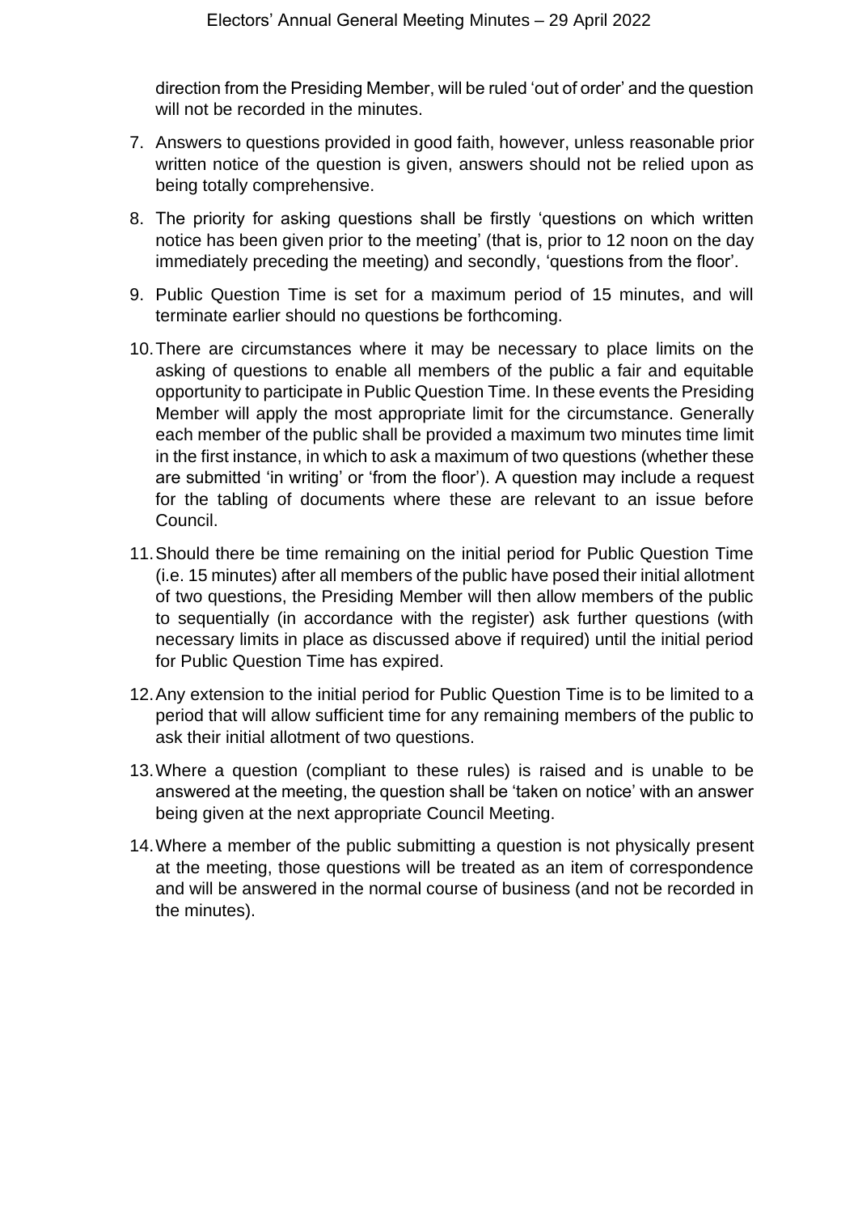direction from the Presiding Member, will be ruled 'out of order' and the question will not be recorded in the minutes.

7. Answers to questions provided in good faith, however, unless reasonable prior written notice of the question is given, answers should not be relied upon as being totally comprehensive.

8. The priority for asking questions shall be firstly 'questions on which written notice has been given prior to the meeting' (that is, prior to 12 noon on the day immediately preceding the meeting) and secondly, 'questions from the floor'.

9. Public Question Time is set for a maximum period of 15 minutes, and will terminate earlier should no questions be forthcoming.

10. There are circumstances where it may be necessary to place limits on the asking of questions to enable all members of the public a fair and equitable opportunity to participate in Public Question Time. In these events the Presiding Member will apply the most appropriate limit for the circumstance. Generally each member of the public shall be provided a maximum two minutes time limit in the first instance, in which to ask a maximum of two questions (whether these are submitted 'in writing' or 'from the floor'). A question may include a request for the tabling of documents where these are relevant to an issue before Council.

11. Should there be time remaining on the initial period for Public Question Time (i.e. 15 minutes) after all members of the public have posed their initial allotment of two questions, the Presiding Member will then allow members of the public to sequentially (in accordance with the register) ask further questions (with necessary limits in place as discussed above if required) until the initial period for Public Question Time has expired.

12. Any extension to the initial period for Public Question Time is to be limited to a period that will allow sufficient time for any remaining members of the public to ask their initial allotment of two questions.

13. Where a question (compliant to these rules) is raised and is unable to be answered at the meeting, the question shall be 'taken on notice' with an answer being given at the next appropriate Council Meeting.

14. Where a member of the public submitting a question is not physically present at the meeting, those questions will be treated as an item of correspondence and will be answered in the normal course of business (and not be recorded in the minutes).